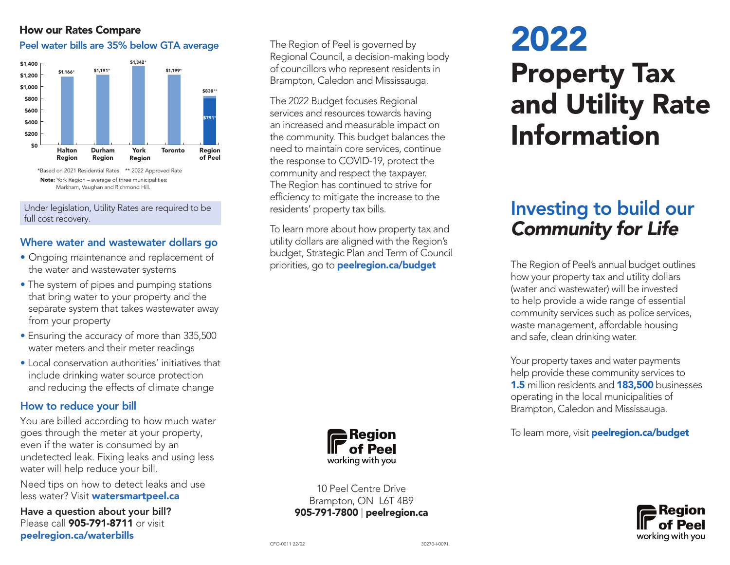## How our Rates Compare

### Peel water bills are 35% below GTA average

| | Halton Region | Durham Region | York Region | Toronto | Region of Peel |
|---|---|---|---|---|---|
| Water bill | $1,166* | $1,191* | $1,342* | $1,199* | $838** / $791* |

*Based on 2021 Residential Rates ** 2022 Approved Rate

**Note:** York Region – average of three municipalities: Markham, Vaughan and Richmond Hill.

Under legislation, Utility Rates are required to be full cost recovery.

### Where water and wastewater dollars go

- Ongoing maintenance and replacement of the water and wastewater systems
- The system of pipes and pumping stations that bring water to your property and the separate system that takes wastewater away from your property
- Ensuring the accuracy of more than 335,500 water meters and their meter readings
- Local conservation authorities' initiatives that include drinking water source protection and reducing the effects of climate change

### How to reduce your bill

You are billed according to how much water goes through the meter at your property, even if the water is consumed by an undetected leak. Fixing leaks and using less water will help reduce your bill.

Need tips on how to detect leaks and use less water? Visit **watersmartpeel.ca**

**Have a question about your bill?**
Please call **905-791-8711** or visit **peelregion.ca/waterbills**

The Region of Peel is governed by Regional Council, a decision-making body of councillors who represent residents in Brampton, Caledon and Mississauga.

The 2022 Budget focuses Regional services and resources towards having an increased and measurable impact on the community. This budget balances the need to maintain core services, continue the response to COVID-19, protect the community and respect the taxpayer. The Region has continued to strive for efficiency to mitigate the increase to the residents' property tax bills.

To learn more about how property tax and utility dollars are aligned with the Region's budget, Strategic Plan and Term of Council priorities, go to **peelregion.ca/budget**

Region of Peel
working with you

10 Peel Centre Drive
Brampton, ON L6T 4B9
**905-791-7800** | **peelregion.ca**

CFO-0011 22/02 30270-I-0091.

# 2022 Property Tax and Utility Rate Information

## Investing to build our *Community for Life*

The Region of Peel's annual budget outlines how your property tax and utility dollars (water and wastewater) will be invested to help provide a wide range of essential community services such as police services, waste management, affordable housing and safe, clean drinking water.

Your property taxes and water payments help provide these community services to **1.5** million residents and **183,500** businesses operating in the local municipalities of Brampton, Caledon and Mississauga.

To learn more, visit **peelregion.ca/budget**

Region of Peel
working with you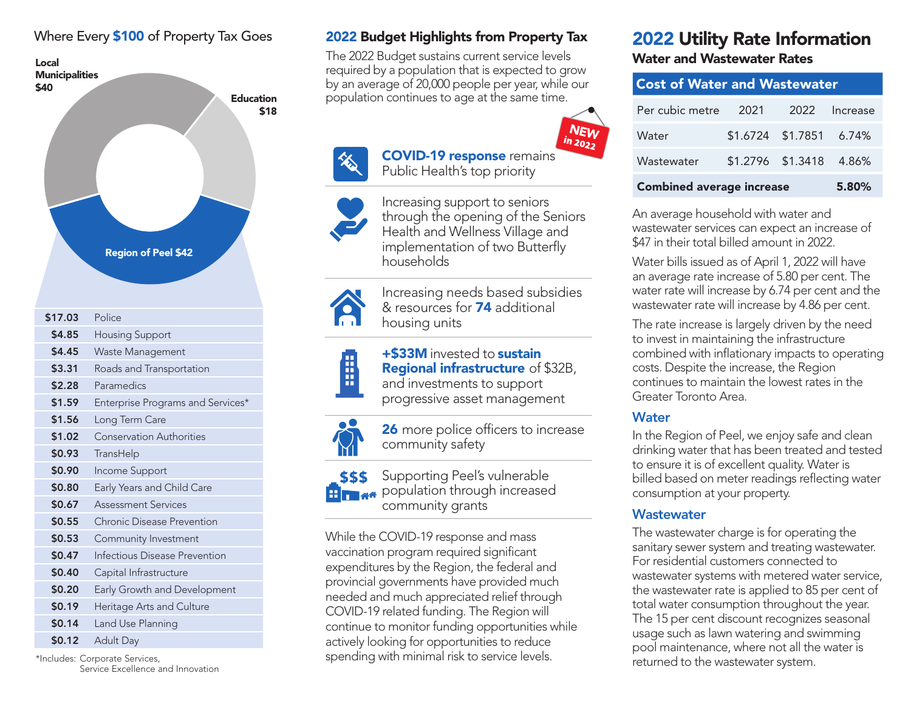## Where Every $100 of Property Tax Goes

Local Municipalities $40

Education $18

Region of Peel $42

| | |
|---|---|
| $17.03 | Police |
| $4.85 | Housing Support |
| $4.45 | Waste Management |
| $3.31 | Roads and Transportation |
| $2.28 | Paramedics |
| $1.59 | Enterprise Programs and Services* |
| $1.56 | Long Term Care |
| $1.02 | Conservation Authorities |
| $0.93 | TransHelp |
| $0.90 | Income Support |
| $0.80 | Early Years and Child Care |
| $0.67 | Assessment Services |
| $0.55 | Chronic Disease Prevention |
| $0.53 | Community Investment |
| $0.47 | Infectious Disease Prevention |
| $0.40 | Capital Infrastructure |
| $0.20 | Early Growth and Development |
| $0.19 | Heritage Arts and Culture |
| $0.14 | Land Use Planning |
| $0.12 | Adult Day |

*Includes: Corporate Services, Service Excellence and Innovation

## 2022 Budget Highlights from Property Tax

The 2022 Budget sustains current service levels required by a population that is expected to grow by an average of 20,000 people per year, while our population continues to age at the same time.

NEW in 2022

- **COVID-19 response** remains Public Health's top priority
- Increasing support to seniors through the opening of the Seniors Health and Wellness Village and implementation of two Butterfly households
- Increasing needs based subsidies & resources for **74** additional housing units
- **+$33M** invested to **sustain Regional infrastructure** of $32B, and investments to support progressive asset management
- **26** more police officers to increase community safety
- $$$ Supporting Peel's vulnerable population through increased community grants

While the COVID-19 response and mass vaccination program required significant expenditures by the Region, the federal and provincial governments have provided much needed and much appreciated relief through COVID-19 related funding. The Region will continue to monitor funding opportunities while actively looking for opportunities to reduce spending with minimal risk to service levels.

## 2022 Utility Rate Information

### Water and Wastewater Rates

**Cost of Water and Wastewater**

| Per cubic metre | 2021 | 2022 | Increase |
|---|---|---|---|
| Water | $1.6724 | $1.7851 | 6.74% |
| Wastewater | $1.2796 | $1.3418 | 4.86% |
| **Combined average increase** | | | **5.80%** |

An average household with water and wastewater services can expect an increase of $47 in their total billed amount in 2022.

Water bills issued as of April 1, 2022 will have an average rate increase of 5.80 per cent. The water rate will increase by 6.74 per cent and the wastewater rate will increase by 4.86 per cent.

The rate increase is largely driven by the need to invest in maintaining the infrastructure combined with inflationary impacts to operating costs. Despite the increase, the Region continues to maintain the lowest rates in the Greater Toronto Area.

### Water

In the Region of Peel, we enjoy safe and clean drinking water that has been treated and tested to ensure it is of excellent quality. Water is billed based on meter readings reflecting water consumption at your property.

### Wastewater

The wastewater charge is for operating the sanitary sewer system and treating wastewater. For residential customers connected to wastewater systems with metered water service, the wastewater rate is applied to 85 per cent of total water consumption throughout the year. The 15 per cent discount recognizes seasonal usage such as lawn watering and swimming pool maintenance, where not all the water is returned to the wastewater system.